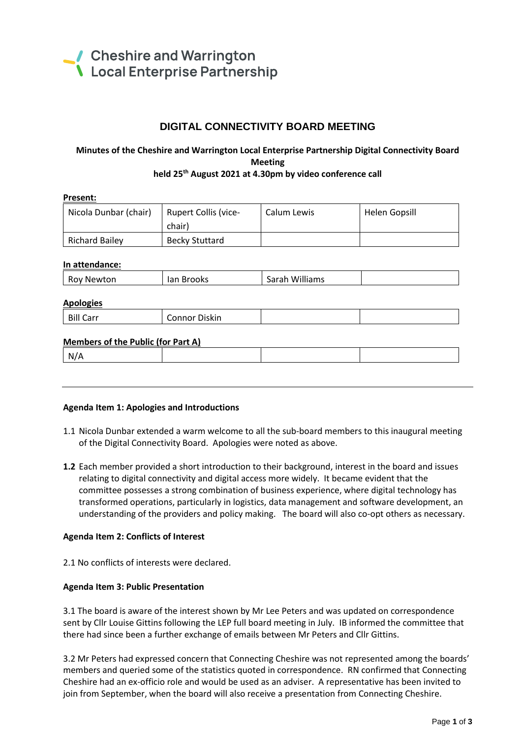Cheshire and Warrington
Local Enterprise Partnership

# DIGITAL CONNECTIVITY BOARD MEETING

**Minutes of the Cheshire and Warrington Local Enterprise Partnership Digital Connectivity Board Meeting held 25th August 2021 at 4.30pm by video conference call**

**Present:**

| Nicola Dunbar (chair) | Rupert Collis (vice-chair) | Calum Lewis | Helen Gopsill |
|---|---|---|---|
| Richard Bailey | Becky Stuttard | | |

**In attendance:**

| Roy Newton | Ian Brooks | Sarah Williams | |
|---|---|---|---|

**Apologies**

| Bill Carr | Connor Diskin | | |
|---|---|---|---|

**Members of the Public (for Part A)**

| N/A | | | |
|---|---|---|---|

---

**Agenda Item 1: Apologies and Introductions**

1.1 Nicola Dunbar extended a warm welcome to all the sub-board members to this inaugural meeting of the Digital Connectivity Board. Apologies were noted as above.

**1.2** Each member provided a short introduction to their background, interest in the board and issues relating to digital connectivity and digital access more widely. It became evident that the committee possesses a strong combination of business experience, where digital technology has transformed operations, particularly in logistics, data management and software development, an understanding of the providers and policy making. The board will also co-opt others as necessary.

**Agenda Item 2: Conflicts of Interest**

2.1 No conflicts of interests were declared.

**Agenda Item 3: Public Presentation**

3.1 The board is aware of the interest shown by Mr Lee Peters and was updated on correspondence sent by Cllr Louise Gittins following the LEP full board meeting in July. IB informed the committee that there had since been a further exchange of emails between Mr Peters and Cllr Gittins.

3.2 Mr Peters had expressed concern that Connecting Cheshire was not represented among the boards' members and queried some of the statistics quoted in correspondence. RN confirmed that Connecting Cheshire had an ex-officio role and would be used as an adviser. A representative has been invited to join from September, when the board will also receive a presentation from Connecting Cheshire.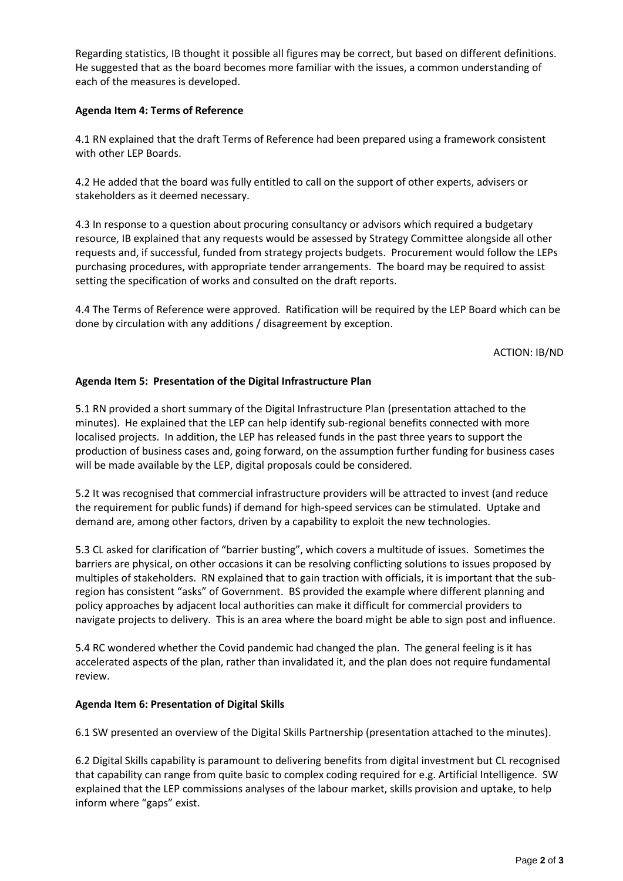Regarding statistics, IB thought it possible all figures may be correct, but based on different definitions. He suggested that as the board becomes more familiar with the issues, a common understanding of each of the measures is developed.

**Agenda Item 4: Terms of Reference**

4.1 RN explained that the draft Terms of Reference had been prepared using a framework consistent with other LEP Boards.

4.2 He added that the board was fully entitled to call on the support of other experts, advisers or stakeholders as it deemed necessary.

4.3 In response to a question about procuring consultancy or advisors which required a budgetary resource, IB explained that any requests would be assessed by Strategy Committee alongside all other requests and, if successful, funded from strategy projects budgets. Procurement would follow the LEPs purchasing procedures, with appropriate tender arrangements. The board may be required to assist setting the specification of works and consulted on the draft reports.

4.4 The Terms of Reference were approved. Ratification will be required by the LEP Board which can be done by circulation with any additions / disagreement by exception.

ACTION: IB/ND

**Agenda Item 5: Presentation of the Digital Infrastructure Plan**

5.1 RN provided a short summary of the Digital Infrastructure Plan (presentation attached to the minutes). He explained that the LEP can help identify sub-regional benefits connected with more localised projects. In addition, the LEP has released funds in the past three years to support the production of business cases and, going forward, on the assumption further funding for business cases will be made available by the LEP, digital proposals could be considered.

5.2 It was recognised that commercial infrastructure providers will be attracted to invest (and reduce the requirement for public funds) if demand for high-speed services can be stimulated. Uptake and demand are, among other factors, driven by a capability to exploit the new technologies.

5.3 CL asked for clarification of "barrier busting", which covers a multitude of issues. Sometimes the barriers are physical, on other occasions it can be resolving conflicting solutions to issues proposed by multiples of stakeholders. RN explained that to gain traction with officials, it is important that the sub-region has consistent "asks" of Government. BS provided the example where different planning and policy approaches by adjacent local authorities can make it difficult for commercial providers to navigate projects to delivery. This is an area where the board might be able to sign post and influence.

5.4 RC wondered whether the Covid pandemic had changed the plan. The general feeling is it has accelerated aspects of the plan, rather than invalidated it, and the plan does not require fundamental review.

**Agenda Item 6: Presentation of Digital Skills**

6.1 SW presented an overview of the Digital Skills Partnership (presentation attached to the minutes).

6.2 Digital Skills capability is paramount to delivering benefits from digital investment but CL recognised that capability can range from quite basic to complex coding required for e.g. Artificial Intelligence. SW explained that the LEP commissions analyses of the labour market, skills provision and uptake, to help inform where "gaps" exist.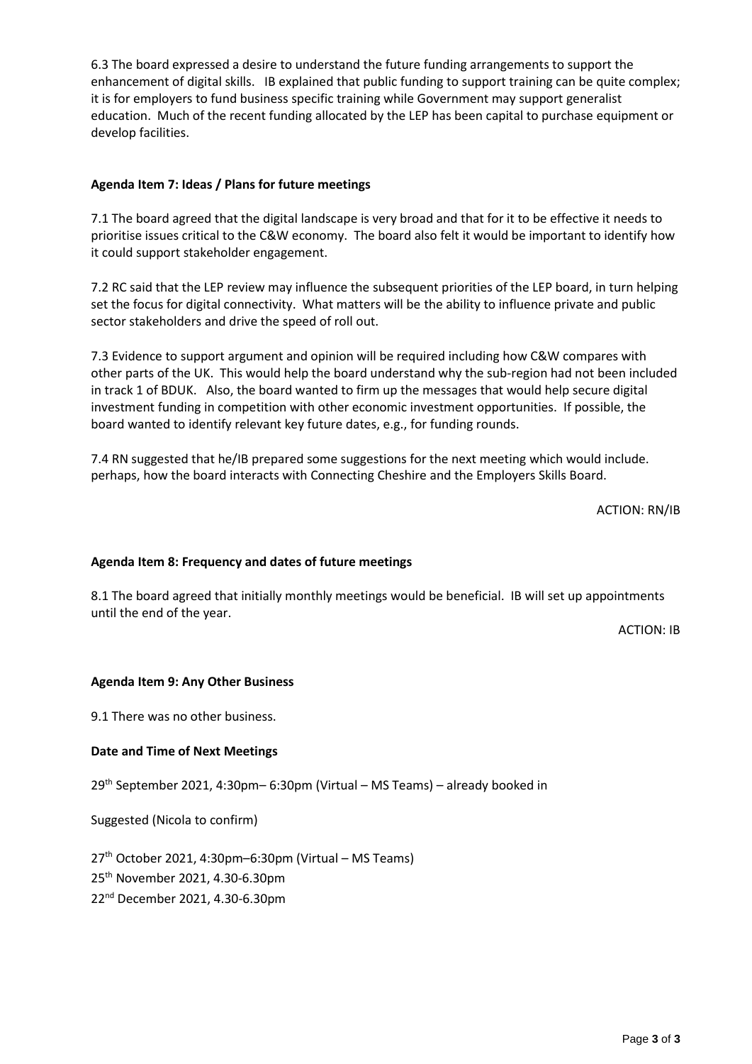6.3 The board expressed a desire to understand the future funding arrangements to support the enhancement of digital skills. IB explained that public funding to support training can be quite complex; it is for employers to fund business specific training while Government may support generalist education. Much of the recent funding allocated by the LEP has been capital to purchase equipment or develop facilities.

**Agenda Item 7: Ideas / Plans for future meetings**

7.1 The board agreed that the digital landscape is very broad and that for it to be effective it needs to prioritise issues critical to the C&W economy. The board also felt it would be important to identify how it could support stakeholder engagement.

7.2 RC said that the LEP review may influence the subsequent priorities of the LEP board, in turn helping set the focus for digital connectivity. What matters will be the ability to influence private and public sector stakeholders and drive the speed of roll out.

7.3 Evidence to support argument and opinion will be required including how C&W compares with other parts of the UK. This would help the board understand why the sub-region had not been included in track 1 of BDUK. Also, the board wanted to firm up the messages that would help secure digital investment funding in competition with other economic investment opportunities. If possible, the board wanted to identify relevant key future dates, e.g., for funding rounds.

7.4 RN suggested that he/IB prepared some suggestions for the next meeting which would include. perhaps, how the board interacts with Connecting Cheshire and the Employers Skills Board.

ACTION: RN/IB

**Agenda Item 8: Frequency and dates of future meetings**

8.1 The board agreed that initially monthly meetings would be beneficial. IB will set up appointments until the end of the year.

ACTION: IB

**Agenda Item 9: Any Other Business**

9.1 There was no other business.

**Date and Time of Next Meetings**

29th September 2021, 4:30pm– 6:30pm (Virtual – MS Teams) – already booked in

Suggested (Nicola to confirm)

27th October 2021, 4:30pm–6:30pm (Virtual – MS Teams)
25th November 2021, 4.30-6.30pm
22nd December 2021, 4.30-6.30pm